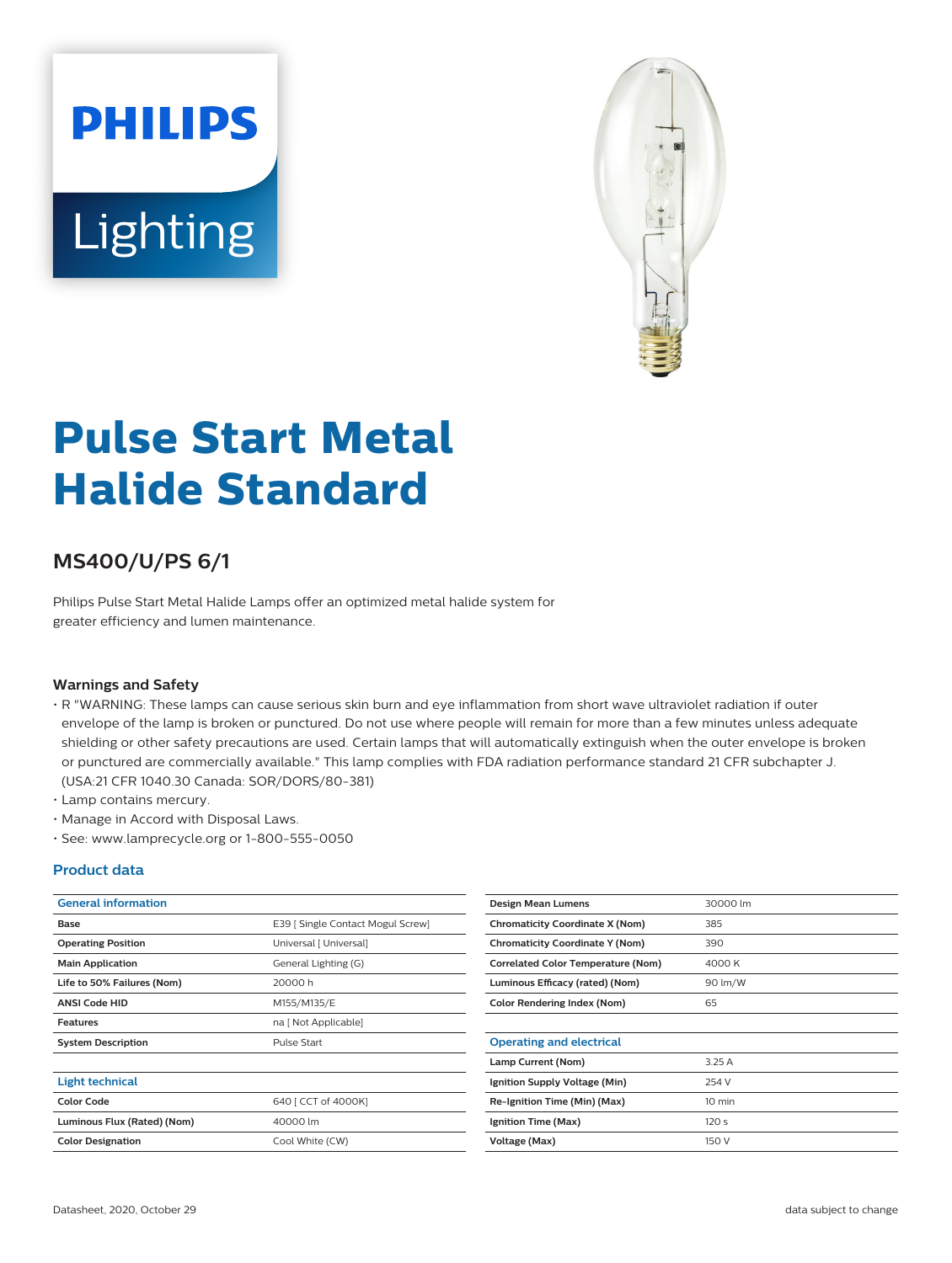PHILIPS

Lighting

# Pulse Start Metal Halide Standard

## MS400/U/PS 6/1

Philips Pulse Start Metal Halide Lamps offer an optimized metal halide system for greater efficiency and lumen maintenance.

### Warnings and Safety

- R "WARNING: These lamps can cause serious skin burn and eye inflammation from short wave ultraviolet radiation if outer envelope of the lamp is broken or punctured. Do not use where people will remain for more than a few minutes unless adequate shielding or other safety precautions are used. Certain lamps that will automatically extinguish when the outer envelope is broken or punctured are commercially available." This lamp complies with FDA radiation performance standard 21 CFR subchapter J. (USA:21 CFR 1040.30 Canada: SOR/DORS/80-381)
- Lamp contains mercury.
- Manage in Accord with Disposal Laws.
- See: www.lamprecycle.org or 1-800-555-0050

### Product data

| General information | |
|---|---|
| Base | E39 [ Single Contact Mogul Screw] |
| Operating Position | Universal [ Universal] |
| Main Application | General Lighting (G) |
| Life to 50% Failures (Nom) | 20000 h |
| ANSI Code HID | M155/M135/E |
| Features | na [ Not Applicable] |
| System Description | Pulse Start |

| Light technical | |
|---|---|
| Color Code | 640 [ CCT of 4000K] |
| Luminous Flux (Rated) (Nom) | 40000 lm |
| Color Designation | Cool White (CW) |
| Design Mean Lumens | 30000 lm |
| Chromaticity Coordinate X (Nom) | 385 |
| Chromaticity Coordinate Y (Nom) | 390 |
| Correlated Color Temperature (Nom) | 4000 K |
| Luminous Efficacy (rated) (Nom) | 90 lm/W |
| Color Rendering Index (Nom) | 65 |

| Operating and electrical | |
|---|---|
| Lamp Current (Nom) | 3.25 A |
| Ignition Supply Voltage (Min) | 254 V |
| Re-Ignition Time (Min) (Max) | 10 min |
| Ignition Time (Max) | 120 s |
| Voltage (Max) | 150 V |

Datasheet, 2020, October 29

data subject to change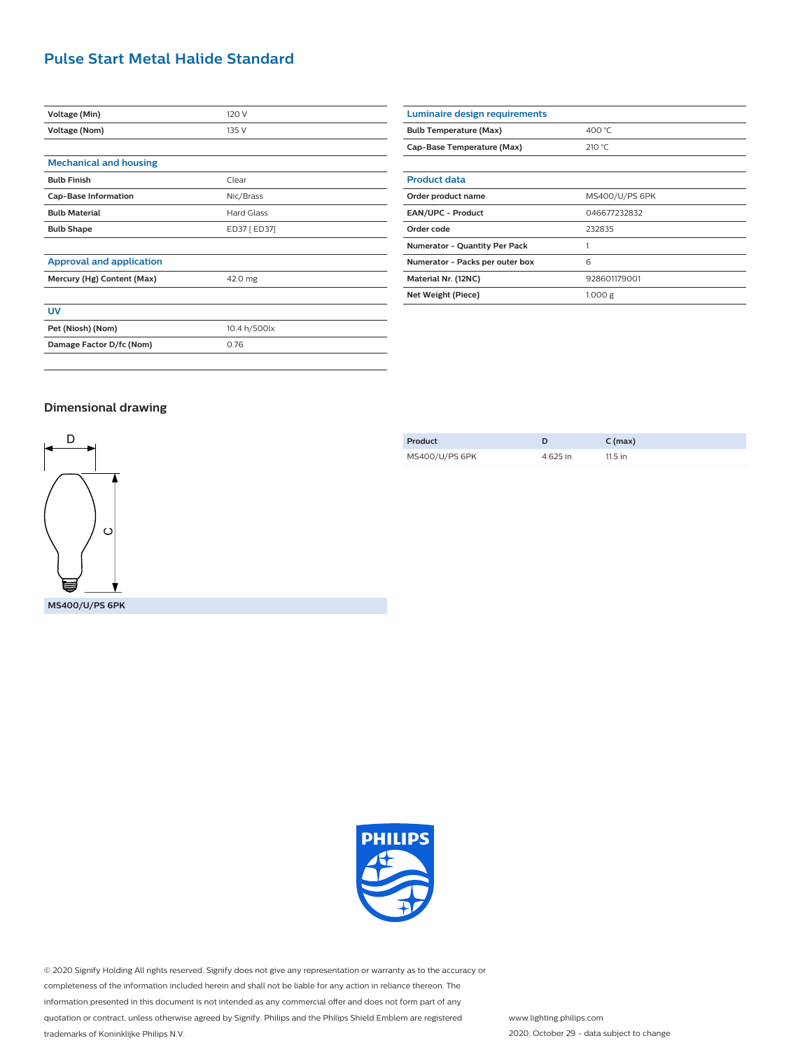## Pulse Start Metal Halide Standard

| | |
|---|---|
| Voltage (Min) | 120 V |
| Voltage (Nom) | 135 V |

### Mechanical and housing

| | |
|---|---|
| Bulb Finish | Clear |
| Cap-Base Information | Nic/Brass |
| Bulb Material | Hard Glass |
| Bulb Shape | ED37 [ ED37] |

### Approval and application

| | |
|---|---|
| Mercury (Hg) Content (Max) | 42.0 mg |

### UV

| | |
|---|---|
| Pet (Niosh) (Nom) | 10.4 h/500lx |
| Damage Factor D/fc (Nom) | 0.76 |

### Luminaire design requirements

| | |
|---|---|
| Bulb Temperature (Max) | 400 °C |
| Cap-Base Temperature (Max) | 210 °C |

### Product data

| | |
|---|---|
| Order product name | MS400/U/PS 6PK |
| EAN/UPC - Product | 046677232832 |
| Order code | 232835 |
| Numerator - Quantity Per Pack | 1 |
| Numerator - Packs per outer box | 6 |
| Material Nr. (12NC) | 928601179001 |
| Net Weight (Piece) | 1.000 g |

## Dimensional drawing

D

C

MS400/U/PS 6PK

| Product | D | C (max) |
|---|---|---|
| MS400/U/PS 6PK | 4.625 in | 11.5 in |

© 2020 Signify Holding All rights reserved. Signify does not give any representation or warranty as to the accuracy or completeness of the information included herein and shall not be liable for any action in reliance thereon. The information presented in this document is not intended as any commercial offer and does not form part of any quotation or contract, unless otherwise agreed by Signify. Philips and the Philips Shield Emblem are registered trademarks of Koninklijke Philips N.V.

www.lighting.philips.com

2020, October 29 - data subject to change